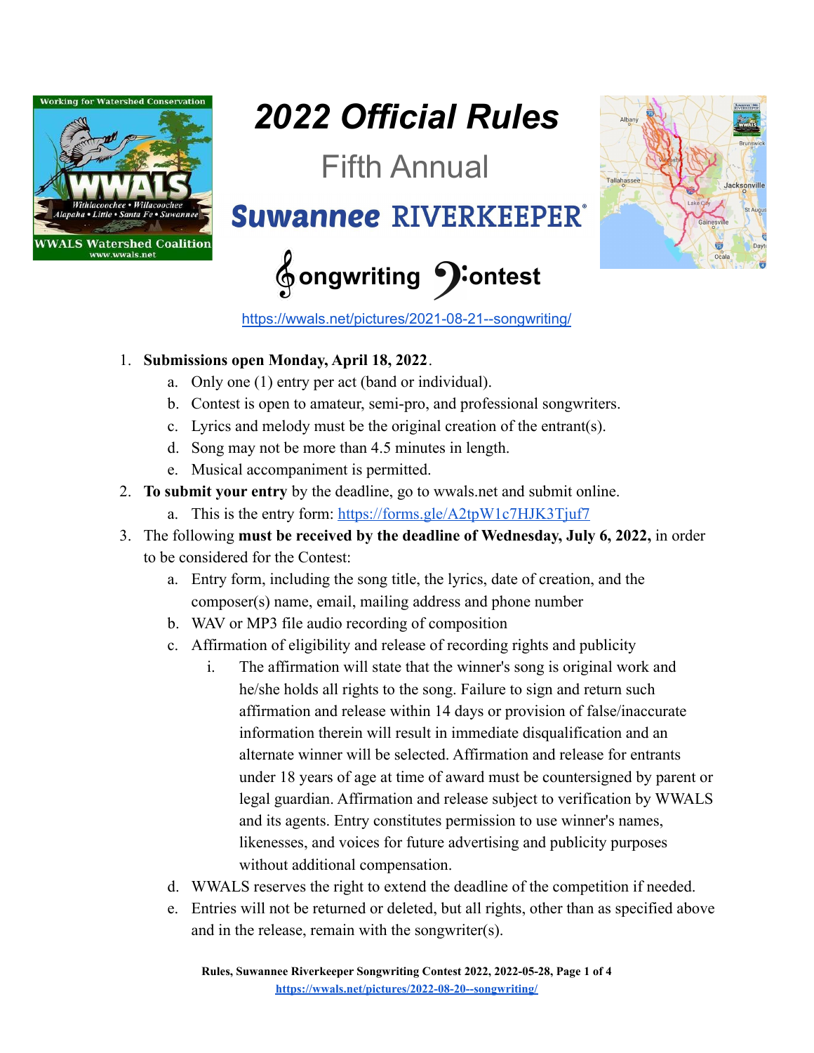# 2022 Official Rules

## Fifth Annual

## Suwannee RIVERKEEPER®

## Songwriting Contest

https://wwals.net/pictures/2021-08-21--songwriting/

1. **Submissions open Monday, April 18, 2022**.
   a. Only one (1) entry per act (band or individual).
   b. Contest is open to amateur, semi-pro, and professional songwriters.
   c. Lyrics and melody must be the original creation of the entrant(s).
   d. Song may not be more than 4.5 minutes in length.
   e. Musical accompaniment is permitted.
2. **To submit your entry** by the deadline, go to wwals.net and submit online.
   a. This is the entry form: https://forms.gle/A2tpW1c7HJK3Tjuf7
3. The following **must be received by the deadline of Wednesday, July 6, 2022,** in order to be considered for the Contest:
   a. Entry form, including the song title, the lyrics, date of creation, and the composer(s) name, email, mailing address and phone number
   b. WAV or MP3 file audio recording of composition
   c. Affirmation of eligibility and release of recording rights and publicity
      i. The affirmation will state that the winner's song is original work and he/she holds all rights to the song. Failure to sign and return such affirmation and release within 14 days or provision of false/inaccurate information therein will result in immediate disqualification and an alternate winner will be selected. Affirmation and release for entrants under 18 years of age at time of award must be countersigned by parent or legal guardian. Affirmation and release subject to verification by WWALS and its agents. Entry constitutes permission to use winner's names, likenesses, and voices for future advertising and publicity purposes without additional compensation.
   d. WWALS reserves the right to extend the deadline of the competition if needed.
   e. Entries will not be returned or deleted, but all rights, other than as specified above and in the release, remain with the songwriter(s).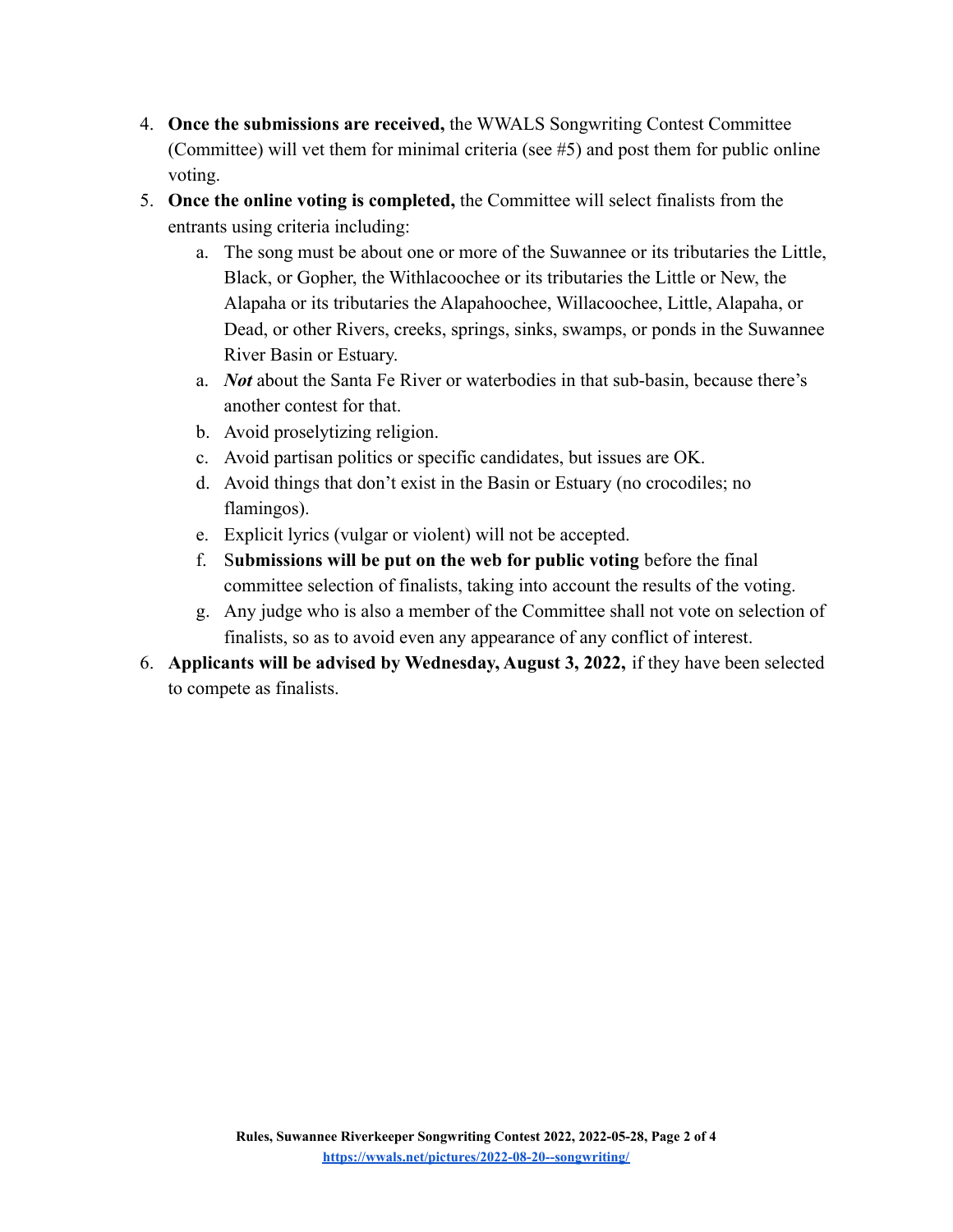4. **Once the submissions are received,** the WWALS Songwriting Contest Committee (Committee) will vet them for minimal criteria (see #5) and post them for public online voting.
5. **Once the online voting is completed,** the Committee will select finalists from the entrants using criteria including:
    a. The song must be about one or more of the Suwannee or its tributaries the Little, Black, or Gopher, the Withlacoochee or its tributaries the Little or New, the Alapaha or its tributaries the Alapahoochee, Willacoochee, Little, Alapaha, or Dead, or other Rivers, creeks, springs, sinks, swamps, or ponds in the Suwannee River Basin or Estuary.
    a. ***Not*** about the Santa Fe River or waterbodies in that sub-basin, because there's another contest for that.
    b. Avoid proselytizing religion.
    c. Avoid partisan politics or specific candidates, but issues are OK.
    d. Avoid things that don't exist in the Basin or Estuary (no crocodiles; no flamingos).
    e. Explicit lyrics (vulgar or violent) will not be accepted.
    f. S**ubmissions will be put on the web for public voting** before the final committee selection of finalists, taking into account the results of the voting.
    g. Any judge who is also a member of the Committee shall not vote on selection of finalists, so as to avoid even any appearance of any conflict of interest.
6. **Applicants will be advised by Wednesday, August 3, 2022,** if they have been selected to compete as finalists.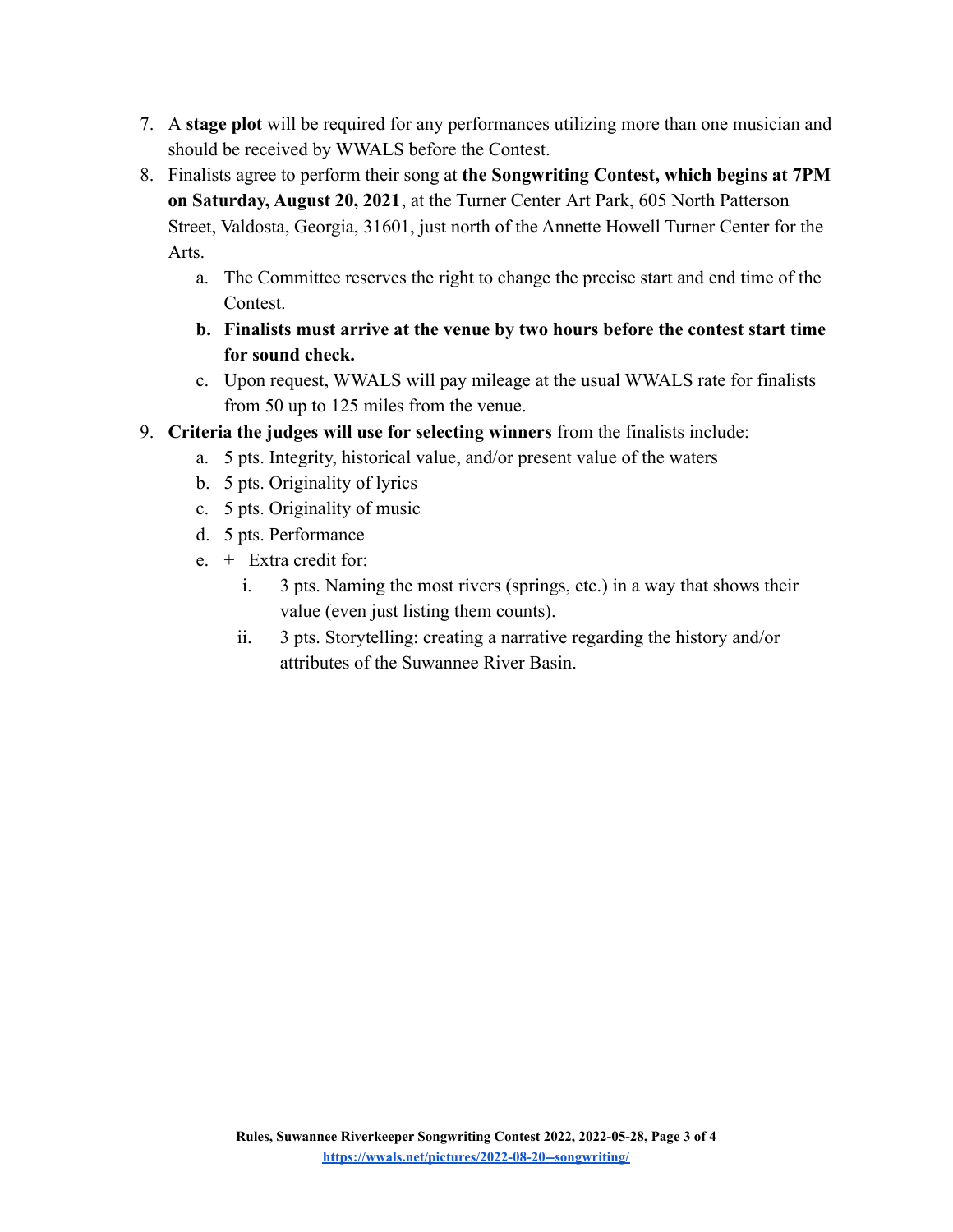7. A **stage plot** will be required for any performances utilizing more than one musician and should be received by WWALS before the Contest.
8. Finalists agree to perform their song at **the Songwriting Contest, which begins at 7PM on Saturday, August 20, 2021**, at the Turner Center Art Park, 605 North Patterson Street, Valdosta, Georgia, 31601, just north of the Annette Howell Turner Center for the Arts.
    a. The Committee reserves the right to change the precise start and end time of the Contest.
    b. **Finalists must arrive at the venue by two hours before the contest start time for sound check.**
    c. Upon request, WWALS will pay mileage at the usual WWALS rate for finalists from 50 up to 125 miles from the venue.
9. **Criteria the judges will use for selecting winners** from the finalists include:
    a. 5 pts. Integrity, historical value, and/or present value of the waters
    b. 5 pts. Originality of lyrics
    c. 5 pts. Originality of music
    d. 5 pts. Performance
    e. + Extra credit for:
        i. 3 pts. Naming the most rivers (springs, etc.) in a way that shows their value (even just listing them counts).
        ii. 3 pts. Storytelling: creating a narrative regarding the history and/or attributes of the Suwannee River Basin.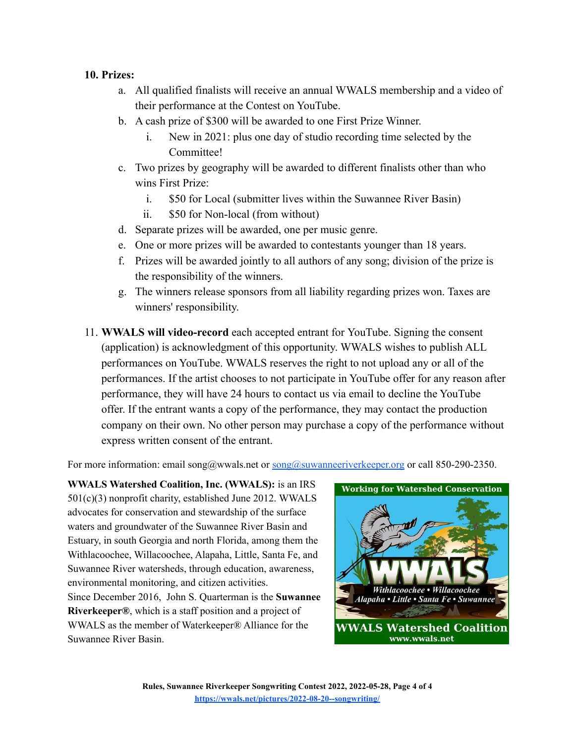**10. Prizes:**

a. All qualified finalists will receive an annual WWALS membership and a video of their performance at the Contest on YouTube.

b. A cash prize of $300 will be awarded to one First Prize Winner.

   i. New in 2021: plus one day of studio recording time selected by the Committee!

c. Two prizes by geography will be awarded to different finalists other than who wins First Prize:

   i. $50 for Local (submitter lives within the Suwannee River Basin)

   ii. $50 for Non-local (from without)

d. Separate prizes will be awarded, one per music genre.

e. One or more prizes will be awarded to contestants younger than 18 years.

f. Prizes will be awarded jointly to all authors of any song; division of the prize is the responsibility of the winners.

g. The winners release sponsors from all liability regarding prizes won. Taxes are winners' responsibility.

11. **WWALS will video-record** each accepted entrant for YouTube. Signing the consent (application) is acknowledgment of this opportunity. WWALS wishes to publish ALL performances on YouTube. WWALS reserves the right to not upload any or all of the performances. If the artist chooses to not participate in YouTube offer for any reason after performance, they will have 24 hours to contact us via email to decline the YouTube offer. If the entrant wants a copy of the performance, they may contact the production company on their own. No other person may purchase a copy of the performance without express written consent of the entrant.

For more information: email song@wwals.net or song@suwanneeriverkeeper.org or call 850-290-2350.

**WWALS Watershed Coalition, Inc. (WWALS):** is an IRS 501(c)(3) nonprofit charity, established June 2012. WWALS advocates for conservation and stewardship of the surface waters and groundwater of the Suwannee River Basin and Estuary, in south Georgia and north Florida, among them the Withlacoochee, Willacoochee, Alapaha, Little, Santa Fe, and Suwannee River watersheds, through education, awareness, environmental monitoring, and citizen activities.
Since December 2016, John S. Quarterman is the **Suwannee Riverkeeper®**, which is a staff position and a project of WWALS as the member of Waterkeeper® Alliance for the Suwannee River Basin.

Working for Watershed Conservation

WWALS

Withlacoochee • Willacoochee
Alapaha • Little • Santa Fe • Suwannee

WWALS Watershed Coalition
www.wwals.net

**Rules, Suwannee Riverkeeper Songwriting Contest 2022, 2022-05-28**
**https://wwals.net/pictures/2022-08-20--songwriting/**